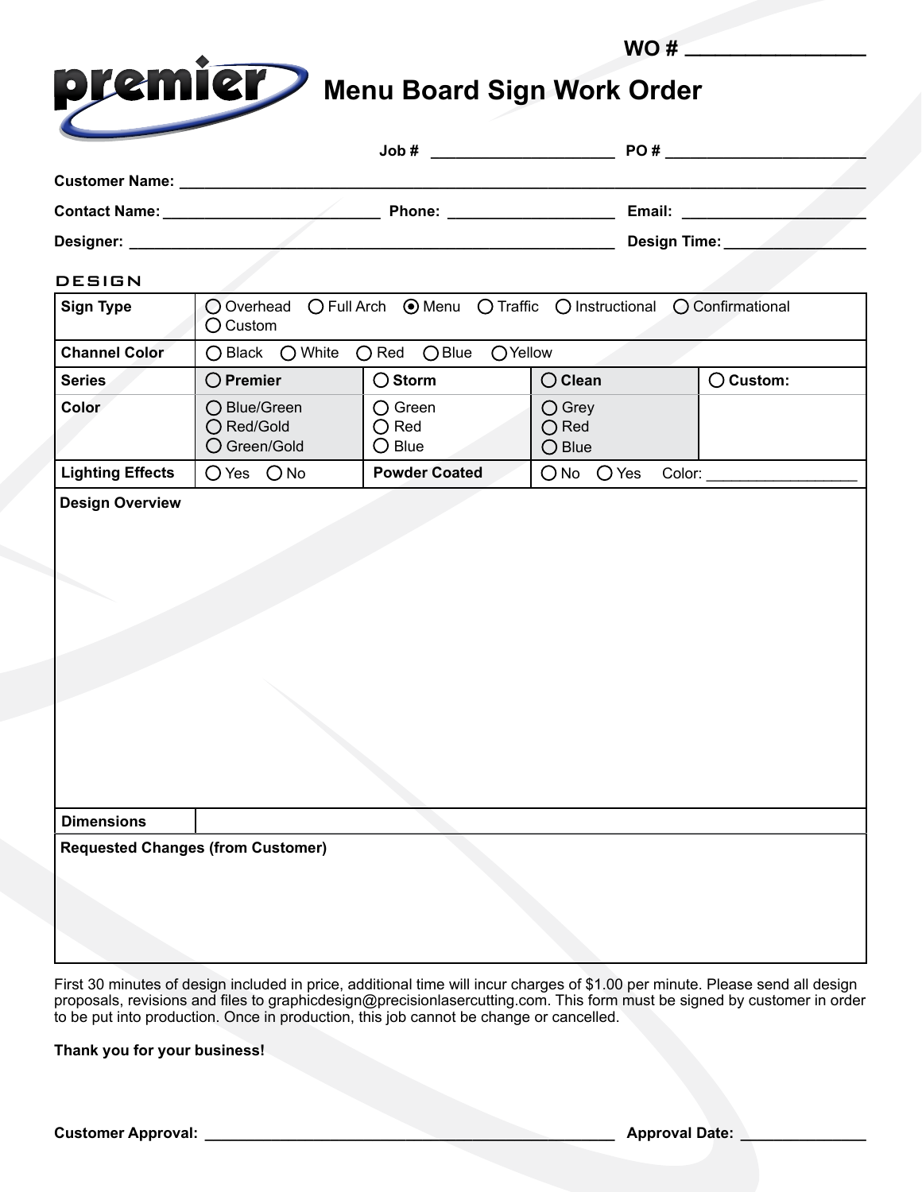WO # ________________

premier

# Menu Board Sign Work Order

Job # ____________________ PO # ______________________

Customer Name: ______________________________________________________________________________

Contact Name: ________________________ Phone: __________________ Email: ____________________

Designer: ________________________________________________________ Design Time: ________________

## DESIGN

| Sign Type | ○ Overhead ○ Full Arch ◉ Menu ○ Traffic ○ Instructional ○ Confirmational ○ Custom | | | |
|---|---|---|---|---|
| **Channel Color** | ○ Black ○ White ○ Red ○ Blue ○ Yellow | | | |
| **Series** | ○ **Premier** | ○ **Storm** | ○ **Clean** | ○ **Custom:** |
| **Color** | ○ Blue/Green ○ Red/Gold ○ Green/Gold | ○ Green ○ Red ○ Blue | ○ Grey ○ Red ○ Blue | |
| **Lighting Effects** | ○ Yes ○ No | **Powder Coated** | ○ No ○ Yes Color: ________________ | |
| **Design Overview** | | | | |
| **Dimensions** | | | | |
| **Requested Changes (from Customer)** | | | | |

First 30 minutes of design included in price, additional time will incur charges of $1.00 per minute. Please send all design proposals, revisions and files to graphicdesign@precisionlasercutting.com. This form must be signed by customer in order to be put into production. Once in production, this job cannot be change or cancelled.

**Thank you for your business!**

**Customer Approval:** ______________________________________________ **Approval Date:** ______________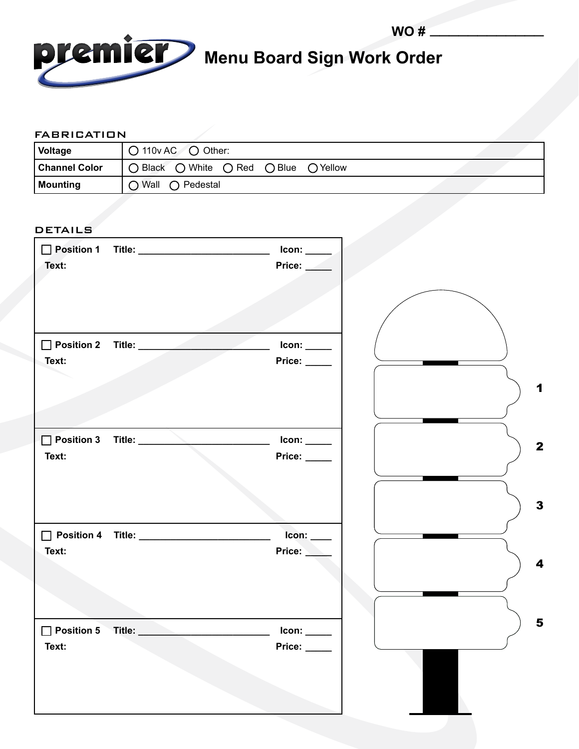WO # ________________

# Menu Board Sign Work Order

## FABRICATION

| | |
|---|---|
| **Voltage** | ○ 110v AC ○ Other: |
| **Channel Color** | ○ Black ○ White ○ Red ○ Blue ○ Yellow |
| **Mounting** | ○ Wall ○ Pedestal |

## DETAILS

☐ **Position 1** **Title:** ________________________ **Icon:** _____
**Text:** **Price:** _____

☐ **Position 2** **Title:** ________________________ **Icon:** _____
**Text:** **Price:** _____

☐ **Position 3** **Title:** ________________________ **Icon:** _____
**Text:** **Price:** _____

☐ **Position 4** **Title:** ________________________ **Icon:** ____
**Text:** **Price:** _____

☐ **Position 5** **Title:** ________________________ **Icon:** _____
**Text:** **Price:** _____

1

2

3

4

5